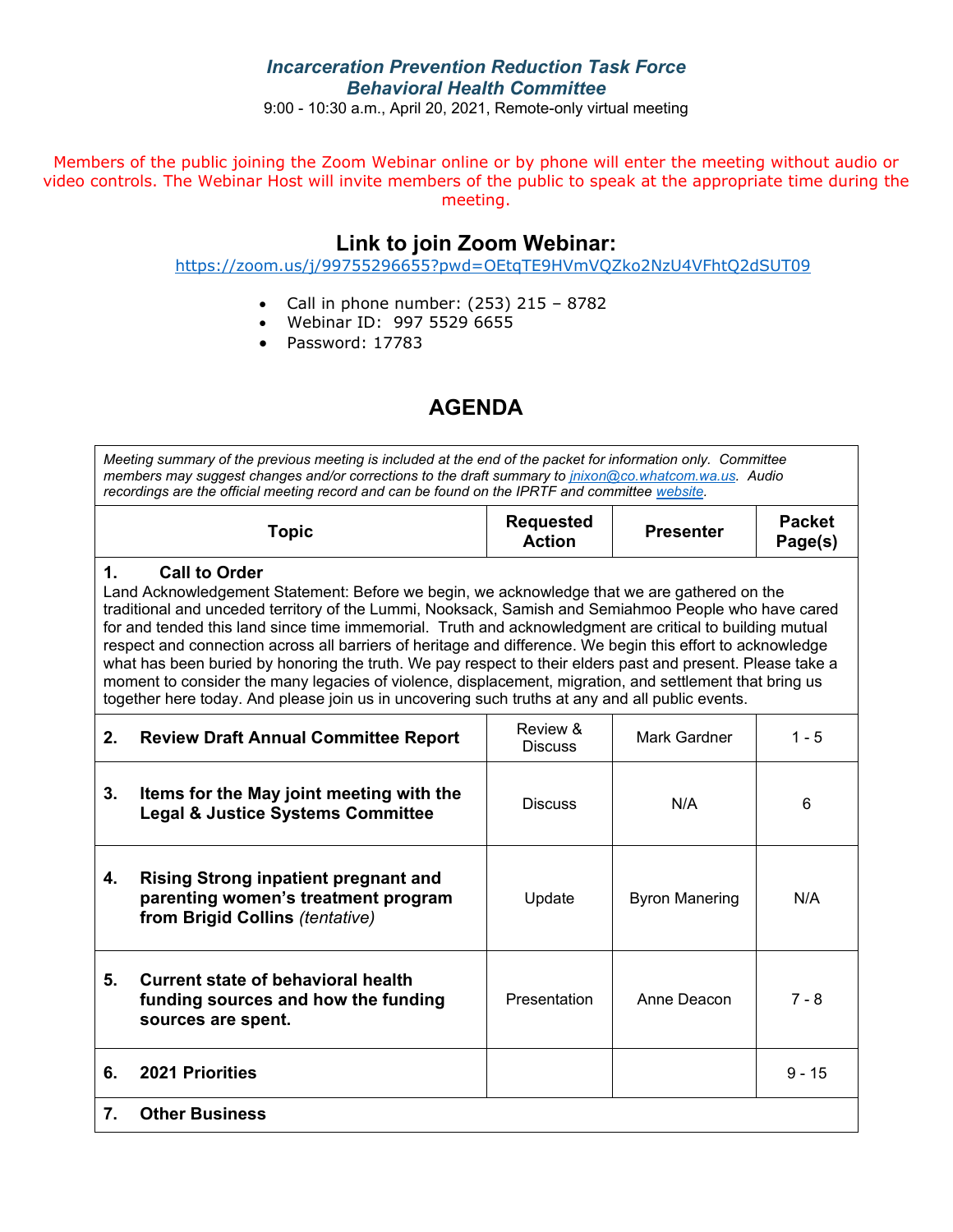### *Incarceration Prevention Reduction Task Force*
### *Behavioral Health Committee*

9:00 - 10:30 a.m., April 20, 2021, Remote-only virtual meeting

Members of the public joining the Zoom Webinar online or by phone will enter the meeting without audio or video controls. The Webinar Host will invite members of the public to speak at the appropriate time during the meeting.

## Link to join Zoom Webinar:

https://zoom.us/j/99755296655?pwd=OEtqTE9HVmVQZko2NzU4VFhtQ2dSUT09

- Call in phone number: (253) 215 – 8782
- Webinar ID: 997 5529 6655
- Password: 17783

## AGENDA

*Meeting summary of the previous meeting is included at the end of the packet for information only. Committee members may suggest changes and/or corrections to the draft summary to jnixon@co.whatcom.wa.us. Audio recordings are the official meeting record and can be found on the IPRTF and committee website.*

| Topic | Requested Action | Presenter | Packet Page(s) |
|---|---|---|---|
| **1. Call to Order**<br>Land Acknowledgement Statement: Before we begin, we acknowledge that we are gathered on the traditional and unceded territory of the Lummi, Nooksack, Samish and Semiahmoo People who have cared for and tended this land since time immemorial. Truth and acknowledgment are critical to building mutual respect and connection across all barriers of heritage and difference. We begin this effort to acknowledge what has been buried by honoring the truth. We pay respect to their elders past and present. Please take a moment to consider the many legacies of violence, displacement, migration, and settlement that bring us together here today. And please join us in uncovering such truths at any and all public events. | | | |
| **2. Review Draft Annual Committee Report** | Review & Discuss | Mark Gardner | 1 - 5 |
| **3. Items for the May joint meeting with the Legal & Justice Systems Committee** | Discuss | N/A | 6 |
| **4. Rising Strong inpatient pregnant and parenting women's treatment program from Brigid Collins** *(tentative)* | Update | Byron Manering | N/A |
| **5. Current state of behavioral health funding sources and how the funding sources are spent.** | Presentation | Anne Deacon | 7 - 8 |
| **6. 2021 Priorities** | | | 9 - 15 |
| **7. Other Business** | | | |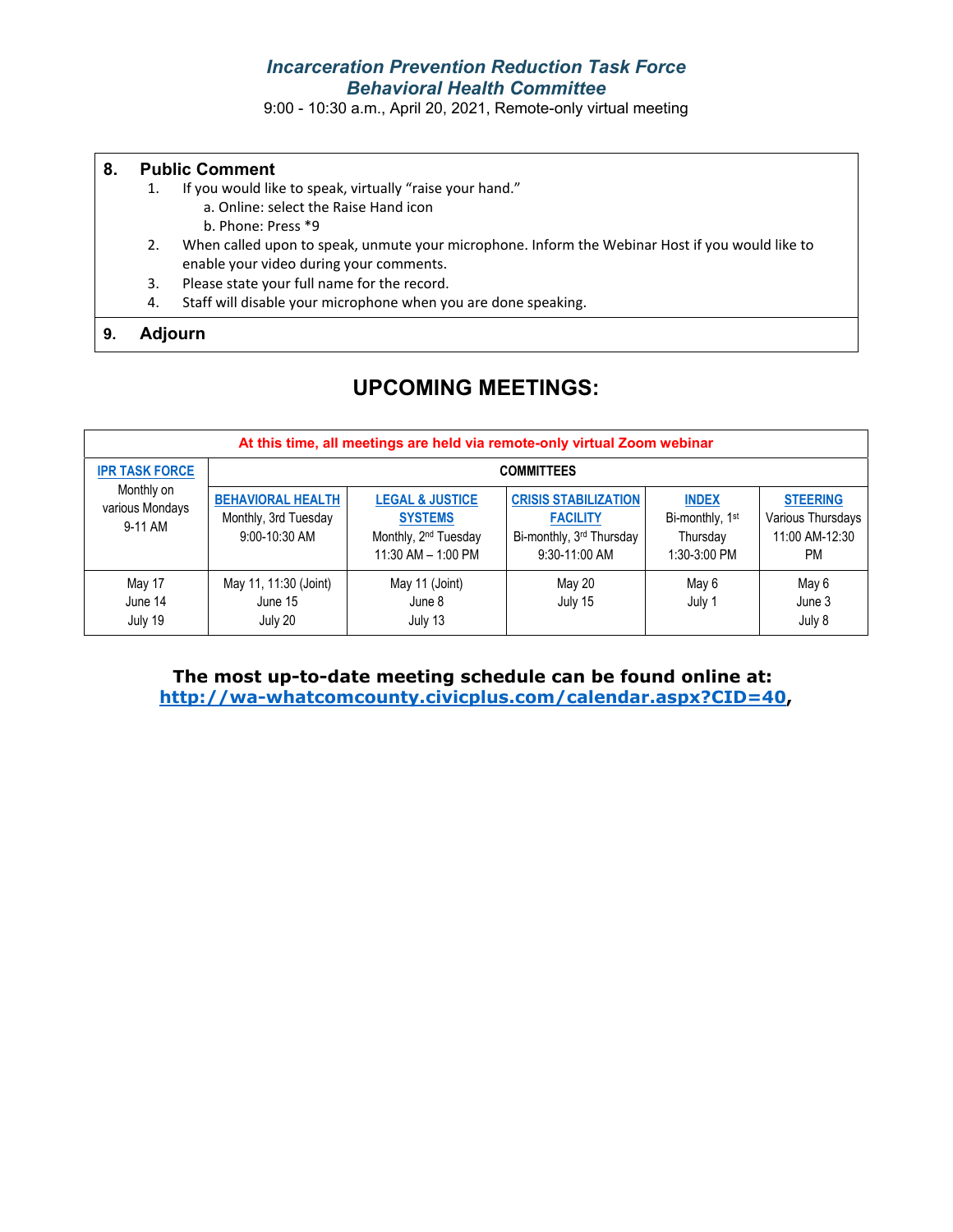*Incarceration Prevention Reduction Task Force*
*Behavioral Health Committee*
9:00 - 10:30 a.m., April 20, 2021, Remote-only virtual meeting

**8. Public Comment**

1. If you would like to speak, virtually "raise your hand."
   a. Online: select the Raise Hand icon
   b. Phone: Press *9
2. When called upon to speak, unmute your microphone. Inform the Webinar Host if you would like to enable your video during your comments.
3. Please state your full name for the record.
4. Staff will disable your microphone when you are done speaking.

**9. Adjourn**

## UPCOMING MEETINGS:

| At this time, all meetings are held via remote-only virtual Zoom webinar | | | | | |
|---|---|---|---|---|---|
| **IPR TASK FORCE** | **COMMITTEES** | | | | |
| Monthly on various Mondays 9-11 AM | **BEHAVIORAL HEALTH** Monthly, 3rd Tuesday 9:00-10:30 AM | **LEGAL & JUSTICE SYSTEMS** Monthly, 2nd Tuesday 11:30 AM – 1:00 PM | **CRISIS STABILIZATION FACILITY** Bi-monthly, 3rd Thursday 9:30-11:00 AM | **INDEX** Bi-monthly, 1st Thursday 1:30-3:00 PM | **STEERING** Various Thursdays 11:00 AM-12:30 PM |
| May 17<br>June 14<br>July 19 | May 11, 11:30 (Joint)<br>June 15<br>July 20 | May 11 (Joint)<br>June 8<br>July 13 | May 20<br>July 15 | May 6<br>July 1 | May 6<br>June 3<br>July 8 |

**The most up-to-date meeting schedule can be found online at: http://wa-whatcomcounty.civicplus.com/calendar.aspx?CID=40,**